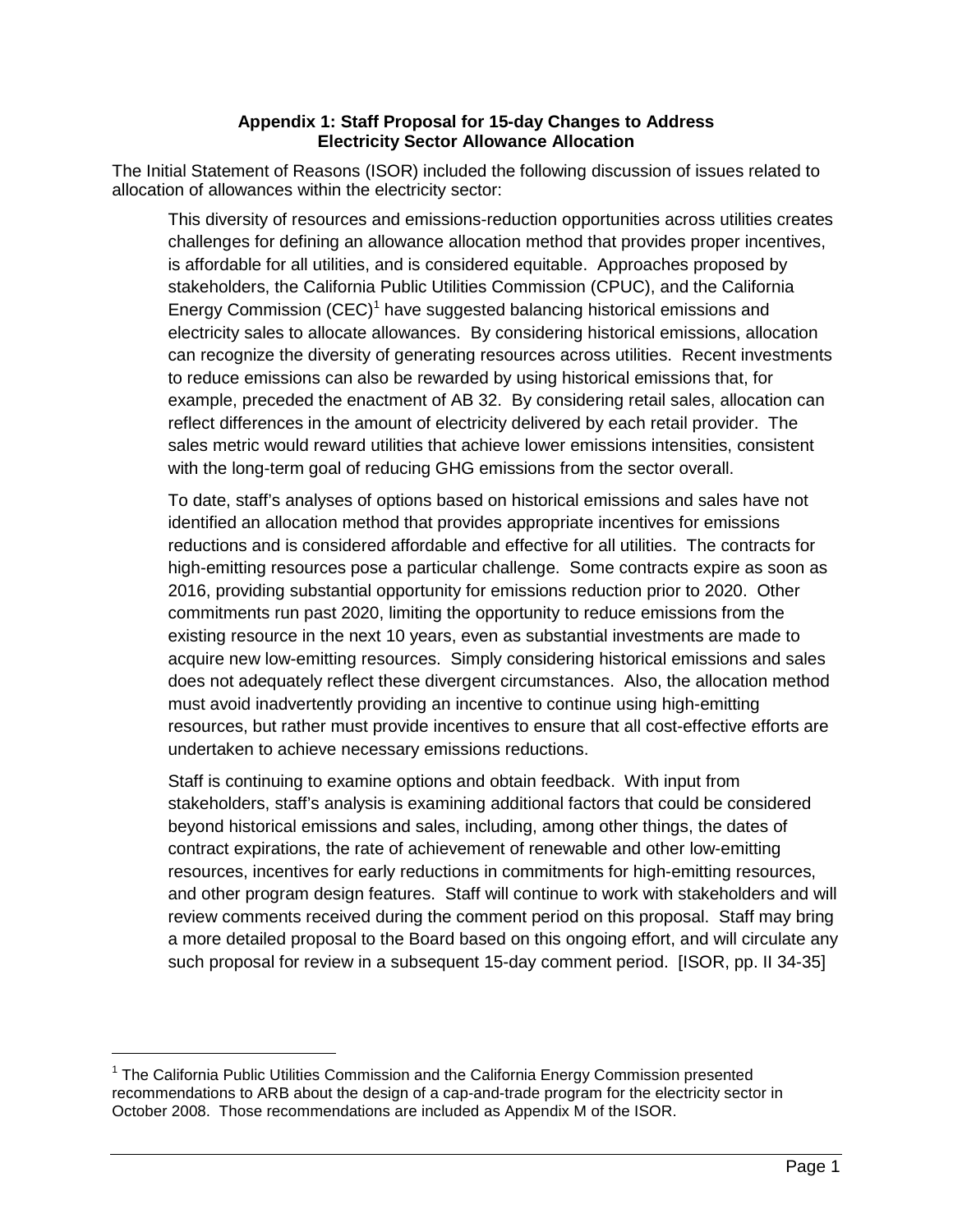## Appendix 1: Staff Proposal for 15-day Changes to Address Electricity Sector Allowance Allocation

The Initial Statement of Reasons (ISOR) included the following discussion of issues related to allocation of allowances within the electricity sector:

> This diversity of resources and emissions-reduction opportunities across utilities creates challenges for defining an allowance allocation method that provides proper incentives, is affordable for all utilities, and is considered equitable. Approaches proposed by stakeholders, the California Public Utilities Commission (CPUC), and the California Energy Commission (CEC)[1] have suggested balancing historical emissions and electricity sales to allocate allowances. By considering historical emissions, allocation can recognize the diversity of generating resources across utilities. Recent investments to reduce emissions can also be rewarded by using historical emissions that, for example, preceded the enactment of AB 32. By considering retail sales, allocation can reflect differences in the amount of electricity delivered by each retail provider. The sales metric would reward utilities that achieve lower emissions intensities, consistent with the long-term goal of reducing GHG emissions from the sector overall.
>
> To date, staff's analyses of options based on historical emissions and sales have not identified an allocation method that provides appropriate incentives for emissions reductions and is considered affordable and effective for all utilities. The contracts for high-emitting resources pose a particular challenge. Some contracts expire as soon as 2016, providing substantial opportunity for emissions reduction prior to 2020. Other commitments run past 2020, limiting the opportunity to reduce emissions from the existing resource in the next 10 years, even as substantial investments are made to acquire new low-emitting resources. Simply considering historical emissions and sales does not adequately reflect these divergent circumstances. Also, the allocation method must avoid inadvertently providing an incentive to continue using high-emitting resources, but rather must provide incentives to ensure that all cost-effective efforts are undertaken to achieve necessary emissions reductions.
>
> Staff is continuing to examine options and obtain feedback. With input from stakeholders, staff's analysis is examining additional factors that could be considered beyond historical emissions and sales, including, among other things, the dates of contract expirations, the rate of achievement of renewable and other low-emitting resources, incentives for early reductions in commitments for high-emitting resources, and other program design features. Staff will continue to work with stakeholders and will review comments received during the comment period on this proposal. Staff may bring a more detailed proposal to the Board based on this ongoing effort, and will circulate any such proposal for review in a subsequent 15-day comment period. [ISOR, pp. II 34-35]

---

[1] The California Public Utilities Commission and the California Energy Commission presented recommendations to ARB about the design of a cap-and-trade program for the electricity sector in October 2008. Those recommendations are included as Appendix M of the ISOR.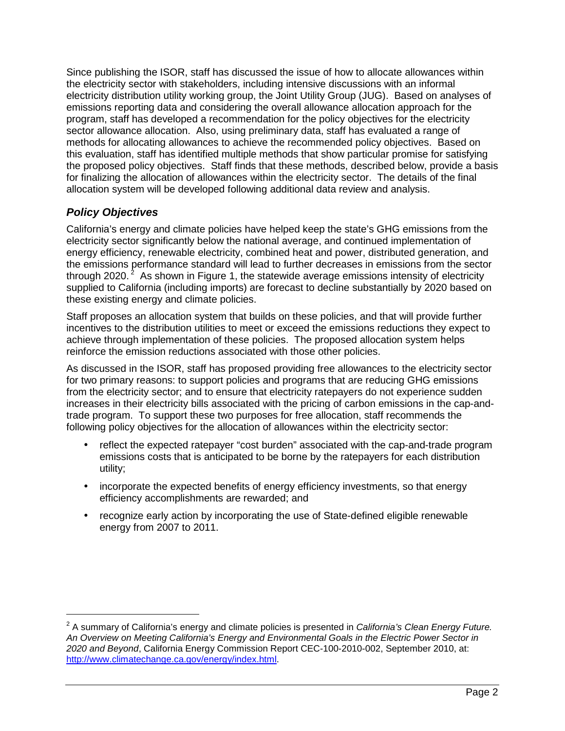Since publishing the ISOR, staff has discussed the issue of how to allocate allowances within the electricity sector with stakeholders, including intensive discussions with an informal electricity distribution utility working group, the Joint Utility Group (JUG). Based on analyses of emissions reporting data and considering the overall allowance allocation approach for the program, staff has developed a recommendation for the policy objectives for the electricity sector allowance allocation. Also, using preliminary data, staff has evaluated a range of methods for allocating allowances to achieve the recommended policy objectives. Based on this evaluation, staff has identified multiple methods that show particular promise for satisfying the proposed policy objectives. Staff finds that these methods, described below, provide a basis for finalizing the allocation of allowances within the electricity sector. The details of the final allocation system will be developed following additional data review and analysis.

### *Policy Objectives*

California's energy and climate policies have helped keep the state's GHG emissions from the electricity sector significantly below the national average, and continued implementation of energy efficiency, renewable electricity, combined heat and power, distributed generation, and the emissions performance standard will lead to further decreases in emissions from the sector through 2020.[2] As shown in Figure 1, the statewide average emissions intensity of electricity supplied to California (including imports) are forecast to decline substantially by 2020 based on these existing energy and climate policies.

Staff proposes an allocation system that builds on these policies, and that will provide further incentives to the distribution utilities to meet or exceed the emissions reductions they expect to achieve through implementation of these policies. The proposed allocation system helps reinforce the emission reductions associated with those other policies.

As discussed in the ISOR, staff has proposed providing free allowances to the electricity sector for two primary reasons: to support policies and programs that are reducing GHG emissions from the electricity sector; and to ensure that electricity ratepayers do not experience sudden increases in their electricity bills associated with the pricing of carbon emissions in the cap-and-trade program. To support these two purposes for free allocation, staff recommends the following policy objectives for the allocation of allowances within the electricity sector:

- reflect the expected ratepayer "cost burden" associated with the cap-and-trade program emissions costs that is anticipated to be borne by the ratepayers for each distribution utility;
- incorporate the expected benefits of energy efficiency investments, so that energy efficiency accomplishments are rewarded; and
- recognize early action by incorporating the use of State-defined eligible renewable energy from 2007 to 2011.

---

[2] A summary of California's energy and climate policies is presented in *California's Clean Energy Future. An Overview on Meeting California's Energy and Environmental Goals in the Electric Power Sector in 2020 and Beyond*, California Energy Commission Report CEC-100-2010-002, September 2010, at: http://www.climatechange.ca.gov/energy/index.html.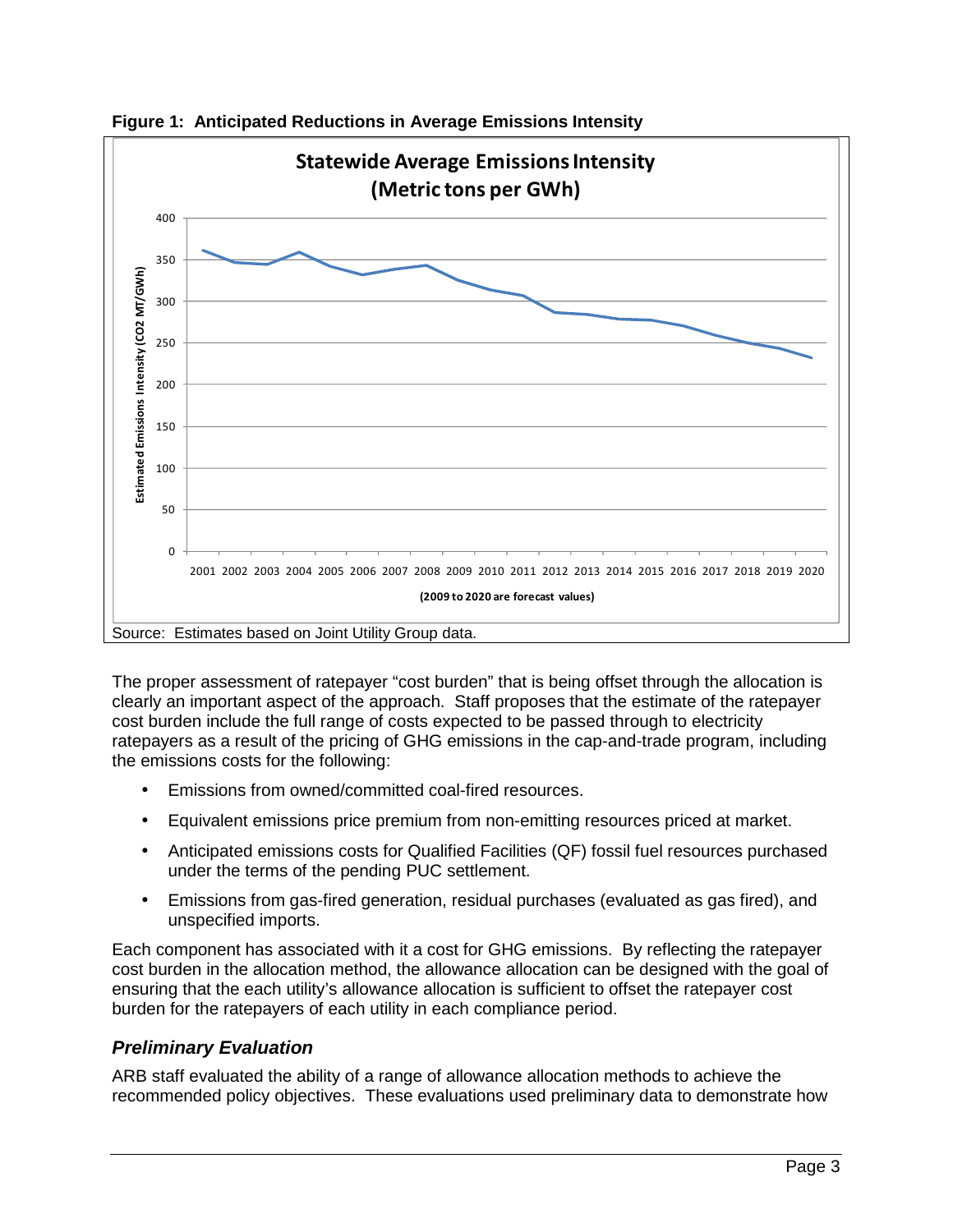**Figure 1: Anticipated Reductions in Average Emissions Intensity**

Source: Estimates based on Joint Utility Group data.

The proper assessment of ratepayer "cost burden" that is being offset through the allocation is clearly an important aspect of the approach. Staff proposes that the estimate of the ratepayer cost burden include the full range of costs expected to be passed through to electricity ratepayers as a result of the pricing of GHG emissions in the cap-and-trade program, including the emissions costs for the following:

- Emissions from owned/committed coal-fired resources.
- Equivalent emissions price premium from non-emitting resources priced at market.
- Anticipated emissions costs for Qualified Facilities (QF) fossil fuel resources purchased under the terms of the pending PUC settlement.
- Emissions from gas-fired generation, residual purchases (evaluated as gas fired), and unspecified imports.

Each component has associated with it a cost for GHG emissions. By reflecting the ratepayer cost burden in the allocation method, the allowance allocation can be designed with the goal of ensuring that the each utility's allowance allocation is sufficient to offset the ratepayer cost burden for the ratepayers of each utility in each compliance period.

### *Preliminary Evaluation*

ARB staff evaluated the ability of a range of allowance allocation methods to achieve the recommended policy objectives. These evaluations used preliminary data to demonstrate how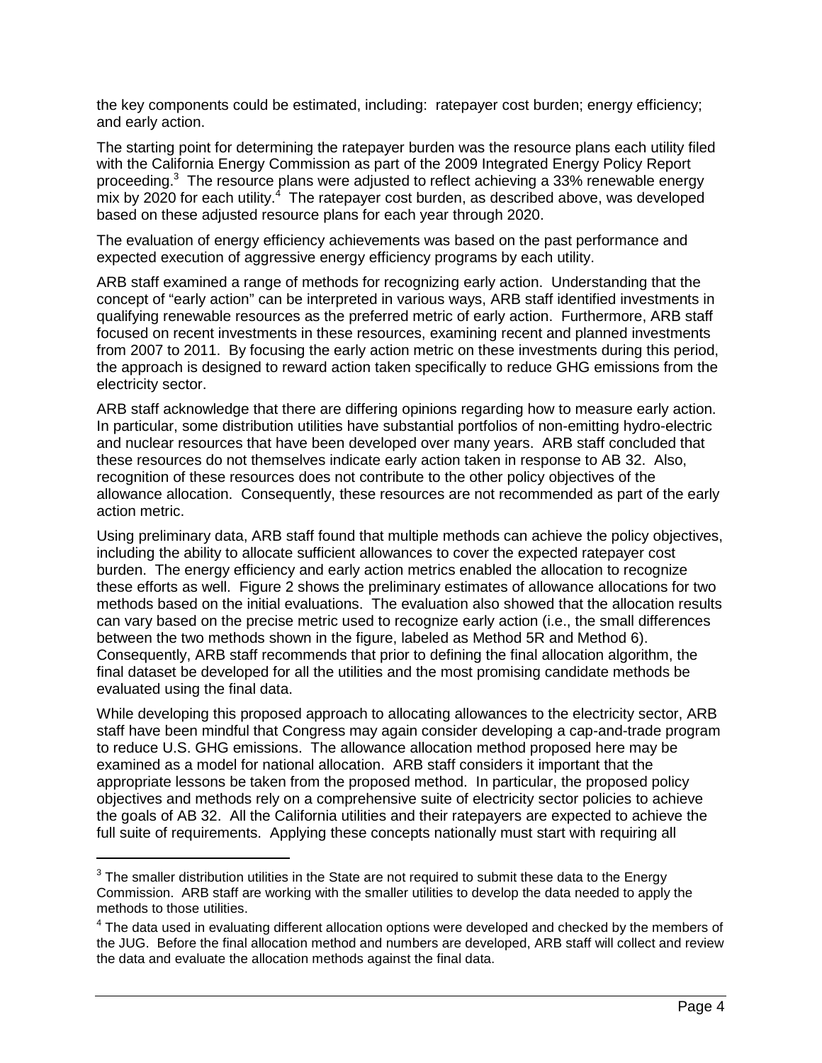the key components could be estimated, including: ratepayer cost burden; energy efficiency; and early action.

The starting point for determining the ratepayer burden was the resource plans each utility filed with the California Energy Commission as part of the 2009 Integrated Energy Policy Report proceeding.[3] The resource plans were adjusted to reflect achieving a 33% renewable energy mix by 2020 for each utility.[4] The ratepayer cost burden, as described above, was developed based on these adjusted resource plans for each year through 2020.

The evaluation of energy efficiency achievements was based on the past performance and expected execution of aggressive energy efficiency programs by each utility.

ARB staff examined a range of methods for recognizing early action. Understanding that the concept of "early action" can be interpreted in various ways, ARB staff identified investments in qualifying renewable resources as the preferred metric of early action. Furthermore, ARB staff focused on recent investments in these resources, examining recent and planned investments from 2007 to 2011. By focusing the early action metric on these investments during this period, the approach is designed to reward action taken specifically to reduce GHG emissions from the electricity sector.

ARB staff acknowledge that there are differing opinions regarding how to measure early action. In particular, some distribution utilities have substantial portfolios of non-emitting hydro-electric and nuclear resources that have been developed over many years. ARB staff concluded that these resources do not themselves indicate early action taken in response to AB 32. Also, recognition of these resources does not contribute to the other policy objectives of the allowance allocation. Consequently, these resources are not recommended as part of the early action metric.

Using preliminary data, ARB staff found that multiple methods can achieve the policy objectives, including the ability to allocate sufficient allowances to cover the expected ratepayer cost burden. The energy efficiency and early action metrics enabled the allocation to recognize these efforts as well. Figure 2 shows the preliminary estimates of allowance allocations for two methods based on the initial evaluations. The evaluation also showed that the allocation results can vary based on the precise metric used to recognize early action (i.e., the small differences between the two methods shown in the figure, labeled as Method 5R and Method 6). Consequently, ARB staff recommends that prior to defining the final allocation algorithm, the final dataset be developed for all the utilities and the most promising candidate methods be evaluated using the final data.

While developing this proposed approach to allocating allowances to the electricity sector, ARB staff have been mindful that Congress may again consider developing a cap-and-trade program to reduce U.S. GHG emissions. The allowance allocation method proposed here may be examined as a model for national allocation. ARB staff considers it important that the appropriate lessons be taken from the proposed method. In particular, the proposed policy objectives and methods rely on a comprehensive suite of electricity sector policies to achieve the goals of AB 32. All the California utilities and their ratepayers are expected to achieve the full suite of requirements. Applying these concepts nationally must start with requiring all

[3] The smaller distribution utilities in the State are not required to submit these data to the Energy Commission. ARB staff are working with the smaller utilities to develop the data needed to apply the methods to those utilities.

[4] The data used in evaluating different allocation options were developed and checked by the members of the JUG. Before the final allocation method and numbers are developed, ARB staff will collect and review the data and evaluate the allocation methods against the final data.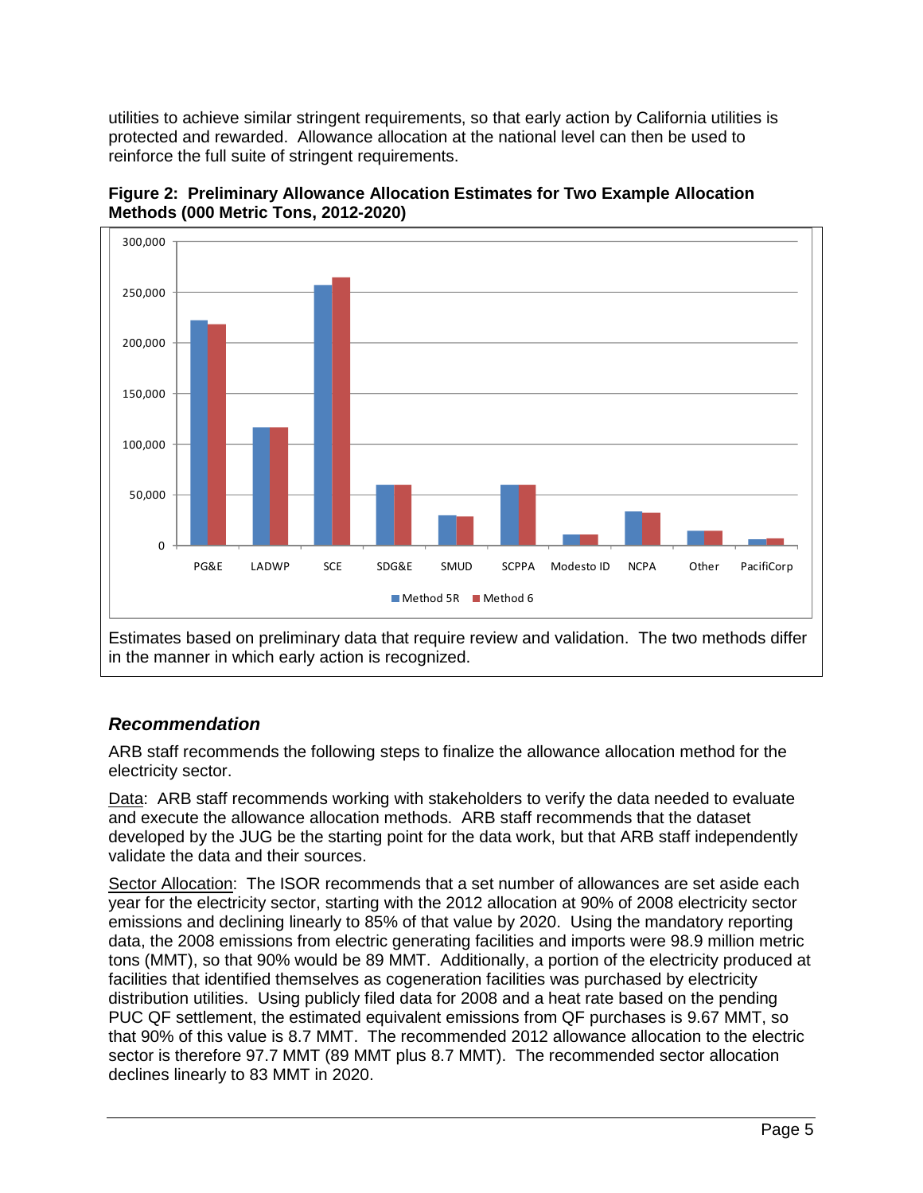utilities to achieve similar stringent requirements, so that early action by California utilities is protected and rewarded. Allowance allocation at the national level can then be used to reinforce the full suite of stringent requirements.

**Figure 2: Preliminary Allowance Allocation Estimates for Two Example Allocation Methods (000 Metric Tons, 2012-2020)**

Estimates based on preliminary data that require review and validation. The two methods differ in the manner in which early action is recognized.

### *Recommendation*

ARB staff recommends the following steps to finalize the allowance allocation method for the electricity sector.

Data: ARB staff recommends working with stakeholders to verify the data needed to evaluate and execute the allowance allocation methods. ARB staff recommends that the dataset developed by the JUG be the starting point for the data work, but that ARB staff independently validate the data and their sources.

Sector Allocation: The ISOR recommends that a set number of allowances are set aside each year for the electricity sector, starting with the 2012 allocation at 90% of 2008 electricity sector emissions and declining linearly to 85% of that value by 2020. Using the mandatory reporting data, the 2008 emissions from electric generating facilities and imports were 98.9 million metric tons (MMT), so that 90% would be 89 MMT. Additionally, a portion of the electricity produced at facilities that identified themselves as cogeneration facilities was purchased by electricity distribution utilities. Using publicly filed data for 2008 and a heat rate based on the pending PUC QF settlement, the estimated equivalent emissions from QF purchases is 9.67 MMT, so that 90% of this value is 8.7 MMT. The recommended 2012 allowance allocation to the electric sector is therefore 97.7 MMT (89 MMT plus 8.7 MMT). The recommended sector allocation declines linearly to 83 MMT in 2020.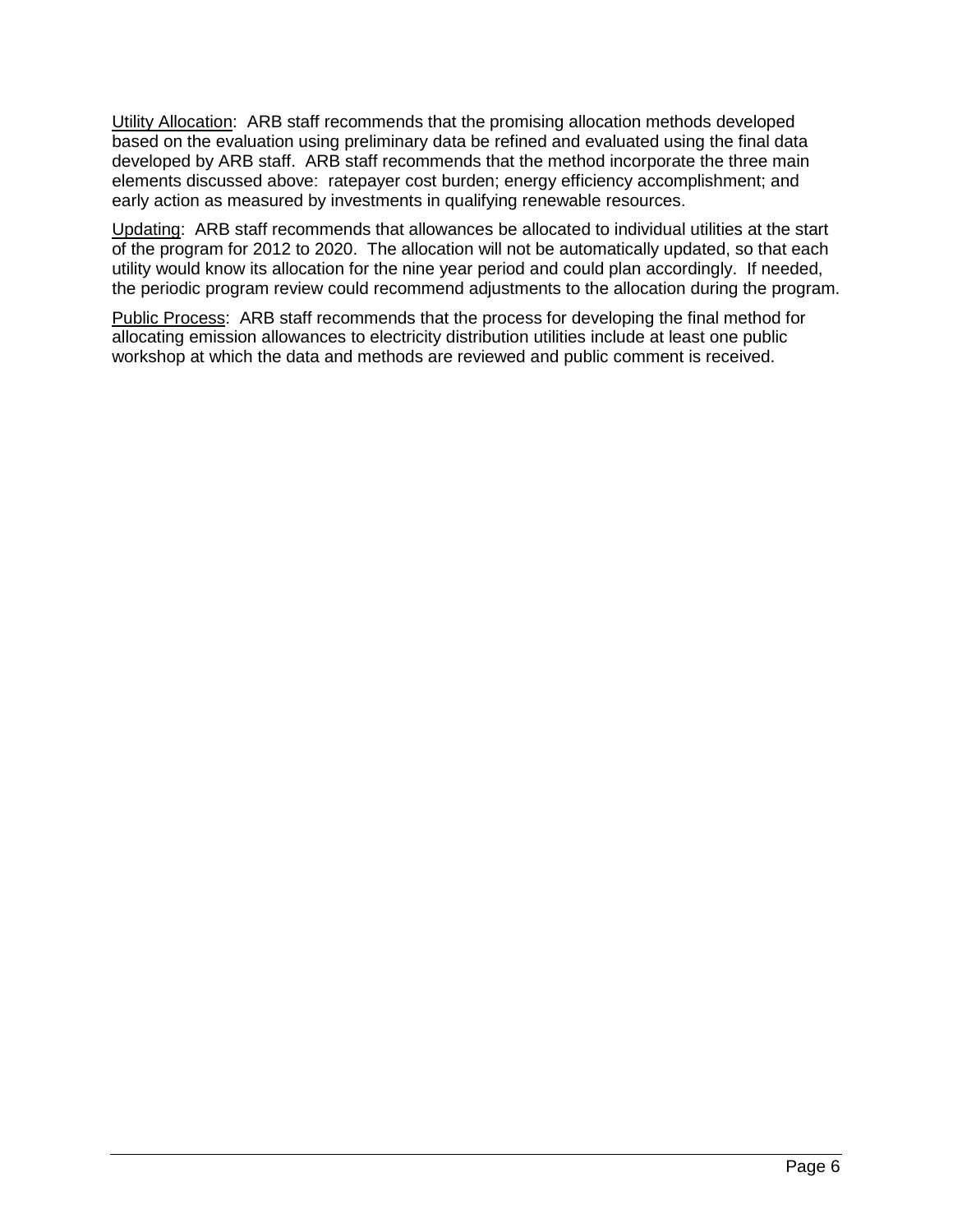Utility Allocation: ARB staff recommends that the promising allocation methods developed based on the evaluation using preliminary data be refined and evaluated using the final data developed by ARB staff. ARB staff recommends that the method incorporate the three main elements discussed above: ratepayer cost burden; energy efficiency accomplishment; and early action as measured by investments in qualifying renewable resources.

Updating: ARB staff recommends that allowances be allocated to individual utilities at the start of the program for 2012 to 2020. The allocation will not be automatically updated, so that each utility would know its allocation for the nine year period and could plan accordingly. If needed, the periodic program review could recommend adjustments to the allocation during the program.

Public Process: ARB staff recommends that the process for developing the final method for allocating emission allowances to electricity distribution utilities include at least one public workshop at which the data and methods are reviewed and public comment is received.